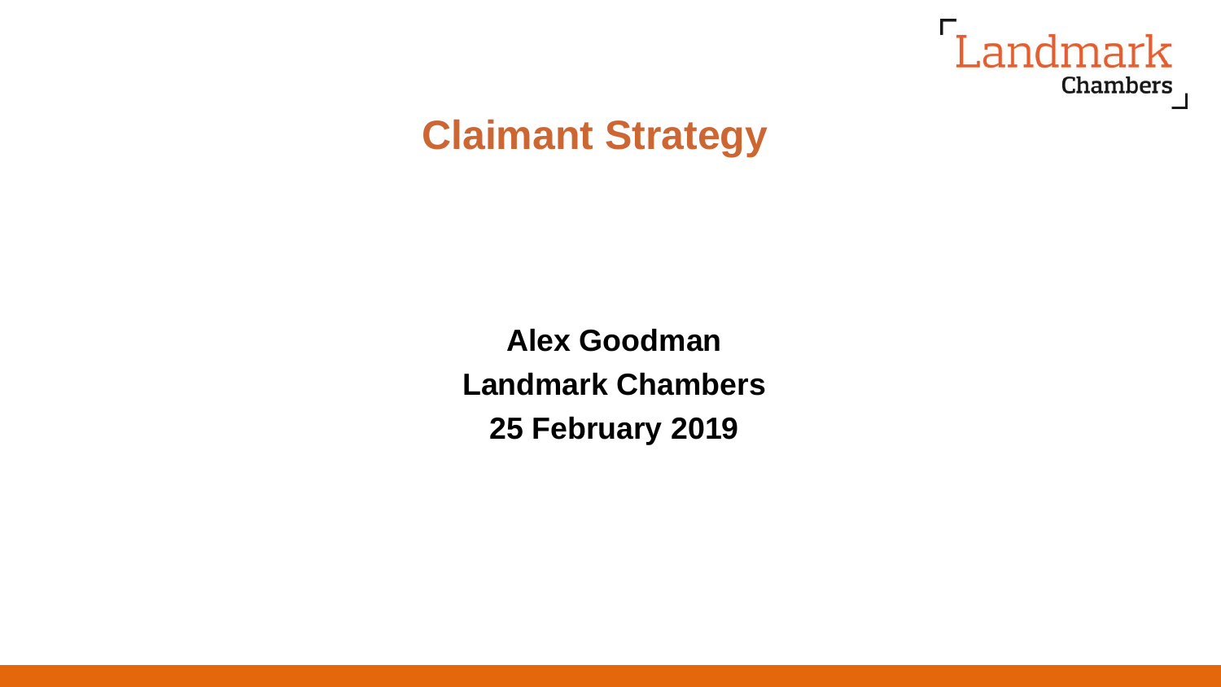Landmark Chambers

# Claimant Strategy

**Alex Goodman**

**Landmark Chambers**

**25 February 2019**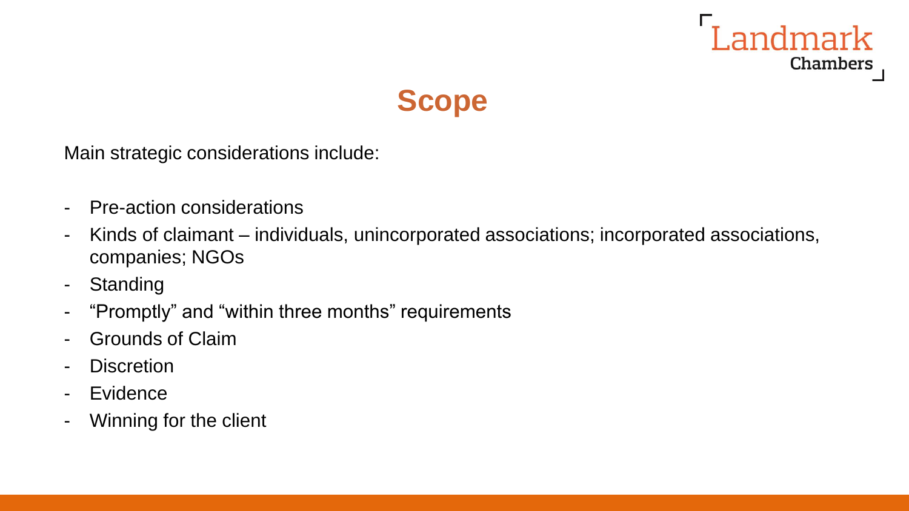# Scope

Main strategic considerations include:

- Pre-action considerations
- Kinds of claimant – individuals, unincorporated associations; incorporated associations, companies; NGOs
- Standing
- "Promptly" and "within three months" requirements
- Grounds of Claim
- Discretion
- Evidence
- Winning for the client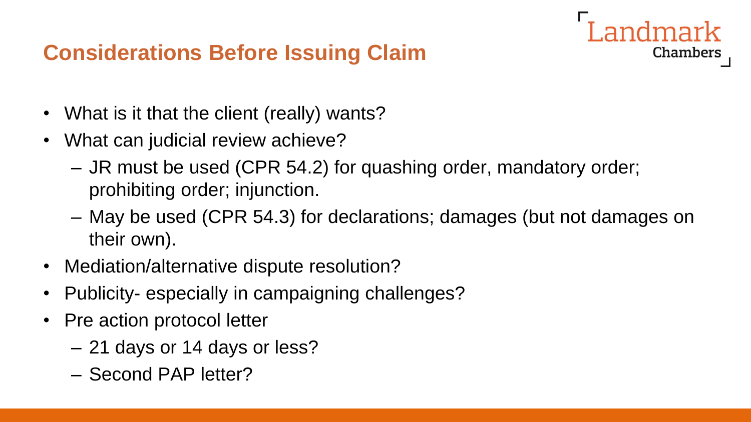## Considerations Before Issuing Claim

- What is it that the client (really) wants?
- What can judicial review achieve?
  - JR must be used (CPR 54.2) for quashing order, mandatory order; prohibiting order; injunction.
  - May be used (CPR 54.3) for declarations; damages (but not damages on their own).
- Mediation/alternative dispute resolution?
- Publicity- especially in campaigning challenges?
- Pre action protocol letter
  - 21 days or 14 days or less?
  - Second PAP letter?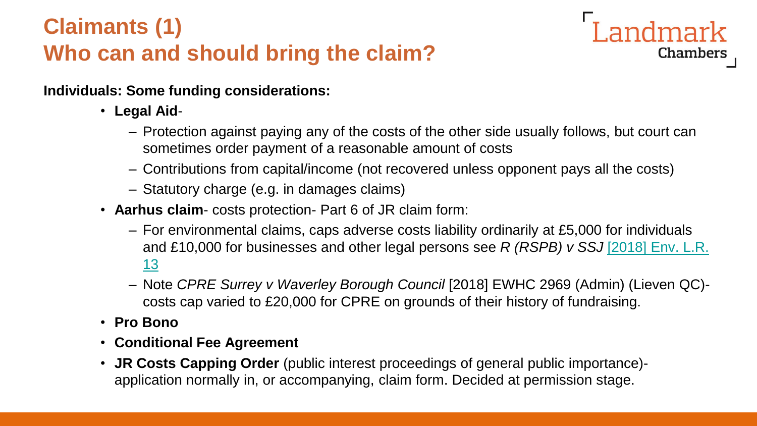# Claimants (1)
# Who can and should bring the claim?

**Individuals: Some funding considerations:**

- **Legal Aid**-
  - Protection against paying any of the costs of the other side usually follows, but court can sometimes order payment of a reasonable amount of costs
  - Contributions from capital/income (not recovered unless opponent pays all the costs)
  - Statutory charge (e.g. in damages claims)
- **Aarhus claim**- costs protection- Part 6 of JR claim form:
  - For environmental claims, caps adverse costs liability ordinarily at £5,000 for individuals and £10,000 for businesses and other legal persons see *R (RSPB) v SSJ* [2018] Env. L.R. 13
  - Note *CPRE Surrey v Waverley Borough Council* [2018] EWHC 2969 (Admin) (Lieven QC)- costs cap varied to £20,000 for CPRE on grounds of their history of fundraising.
- **Pro Bono**
- **Conditional Fee Agreement**
- **JR Costs Capping Order** (public interest proceedings of general public importance)- application normally in, or accompanying, claim form. Decided at permission stage.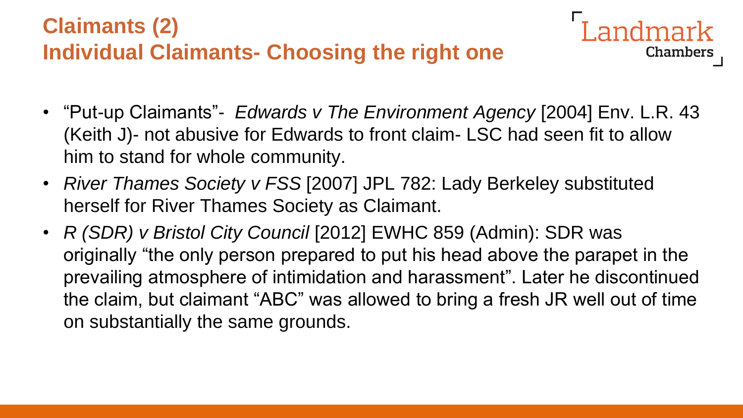# Claims (2)

## Individual Claimants- Choosing the right one

- "Put-up Claimants"- *Edwards v The Environment Agency* [2004] Env. L.R. 43 (Keith J)- not abusive for Edwards to front claim- LSC had seen fit to allow him to stand for whole community.
- *River Thames Society v FSS* [2007] JPL 782: Lady Berkeley substituted herself for River Thames Society as Claimant.
- *R (SDR) v Bristol City Council* [2012] EWHC 859 (Admin): SDR was originally "the only person prepared to put his head above the parapet in the prevailing atmosphere of intimidation and harassment". Later he discontinued the claim, but claimant "ABC" was allowed to bring a fresh JR well out of time on substantially the same grounds.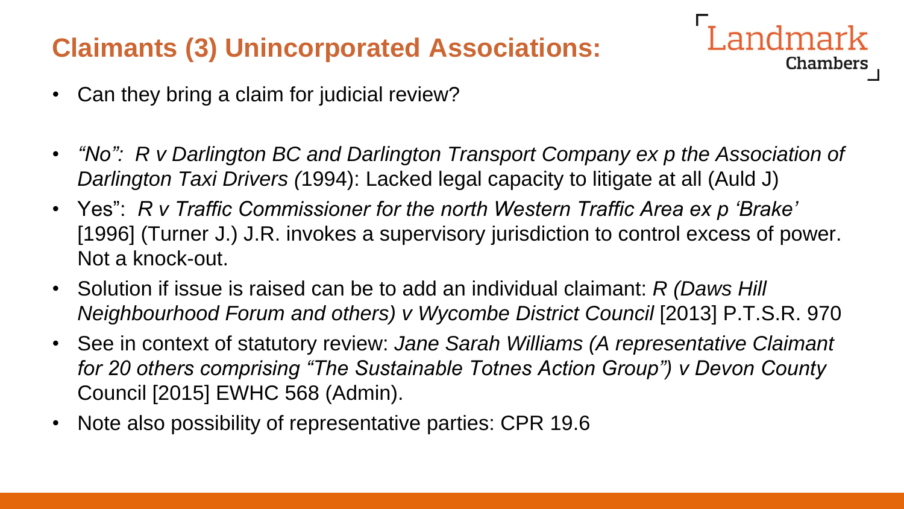## Claimants (3) Unincorporated Associations:

- Can they bring a claim for judicial review?
- *"No": R v Darlington BC and Darlington Transport Company ex p the Association of Darlington Taxi Drivers (*1994): Lacked legal capacity to litigate at all (Auld J)
- Yes": *R v Traffic Commissioner for the north Western Traffic Area ex p 'Brake'* [1996] (Turner J.) J.R. invokes a supervisory jurisdiction to control excess of power. Not a knock-out.
- Solution if issue is raised can be to add an individual claimant: *R (Daws Hill Neighbourhood Forum and others) v Wycombe District Council* [2013] P.T.S.R. 970
- See in context of statutory review: *Jane Sarah Williams (A representative Claimant for 20 others comprising "The Sustainable Totnes Action Group") v Devon County* Council [2015] EWHC 568 (Admin).
- Note also possibility of representative parties: CPR 19.6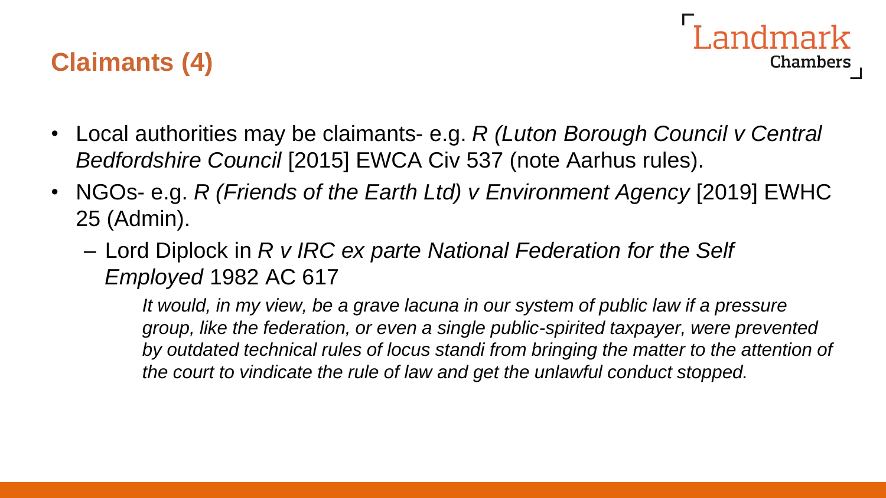## Claims (4)

- Local authorities may be claimants- e.g. *R (Luton Borough Council v Central Bedfordshire Council* [2015] EWCA Civ 537 (note Aarhus rules).
- NGOs- e.g. *R (Friends of the Earth Ltd) v Environment Agency* [2019] EWHC 25 (Admin).
  - Lord Diplock in *R v IRC ex parte National Federation for the Self Employed* 1982 AC 617

    > *It would, in my view, be a grave lacuna in our system of public law if a pressure group, like the federation, or even a single public-spirited taxpayer, were prevented by outdated technical rules of locus standi from bringing the matter to the attention of the court to vindicate the rule of law and get the unlawful conduct stopped.*

## Claimants (4)

- Local authorities may be claimants- e.g. *R (Luton Borough Council v Central Bedfordshire Council* [2015] EWCA Civ 537 (note Aarhus rules).
- NGOs- e.g. *R (Friends of the Earth Ltd) v Environment Agency* [2019] EWHC 25 (Admin).
  - Lord Diplock in *R v IRC ex parte National Federation for the Self Employed* 1982 AC 617

    > *It would, in my view, be a grave lacuna in our system of public law if a pressure group, like the federation, or even a single public-spirited taxpayer, were prevented by outdated technical rules of locus standi from bringing the matter to the attention of the court to vindicate the rule of law and get the unlawful conduct stopped.*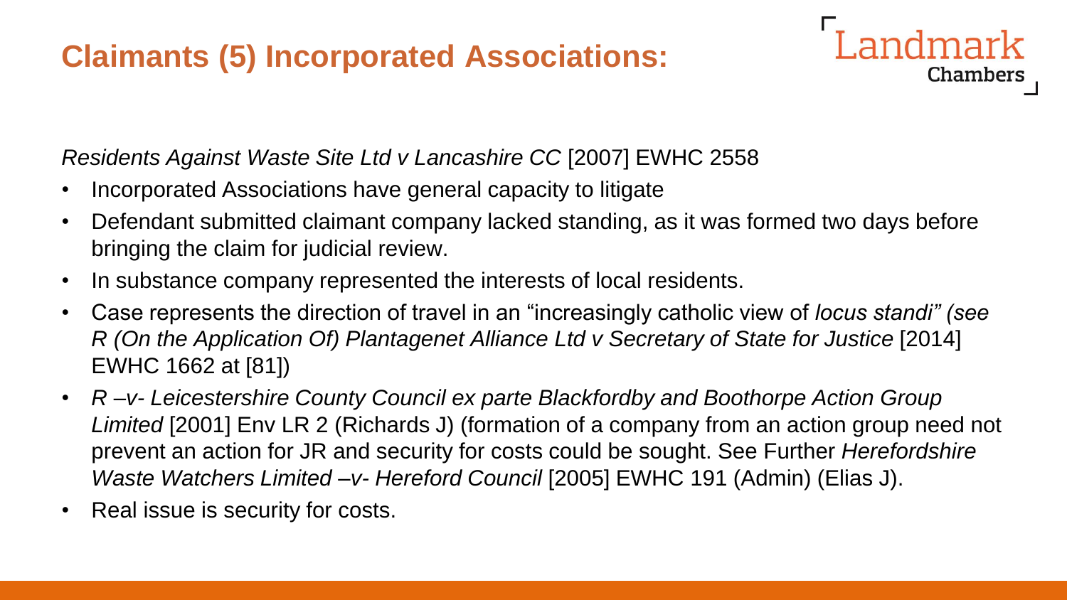# Claimants (5) Incorporated Associations:

*Residents Against Waste Site Ltd v Lancashire CC* [2007] EWHC 2558

- Incorporated Associations have general capacity to litigate
- Defendant submitted claimant company lacked standing, as it was formed two days before bringing the claim for judicial review.
- In substance company represented the interests of local residents.
- Case represents the direction of travel in an "increasingly catholic view of *locus standi" (see R (On the Application Of) Plantagenet Alliance Ltd v Secretary of State for Justice* [2014] EWHC 1662 at [81])
- *R –v- Leicestershire County Council ex parte Blackfordby and Boothorpe Action Group Limited* [2001] Env LR 2 (Richards J) (formation of a company from an action group need not prevent an action for JR and security for costs could be sought. See Further *Herefordshire Waste Watchers Limited –v- Hereford Council* [2005] EWHC 191 (Admin) (Elias J).
- Real issue is security for costs.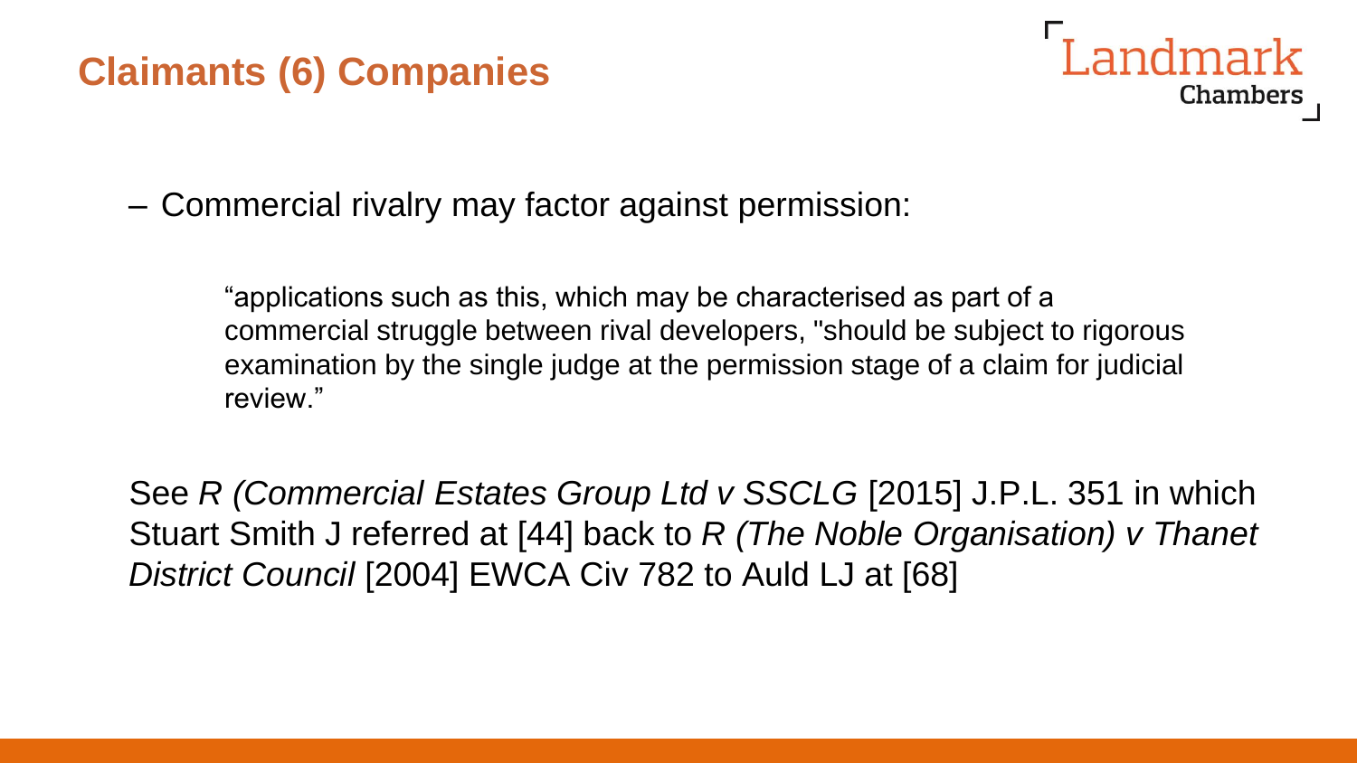# Claimants (6) Companies

– Commercial rivalry may factor against permission:

> "applications such as this, which may be characterised as part of a commercial struggle between rival developers, "should be subject to rigorous examination by the single judge at the permission stage of a claim for judicial review."

See *R (Commercial Estates Group Ltd v SSCLG* [2015] J.P.L. 351 in which Stuart Smith J referred at [44] back to *R (The Noble Organisation) v Thanet District Council* [2004] EWCA Civ 782 to Auld LJ at [68]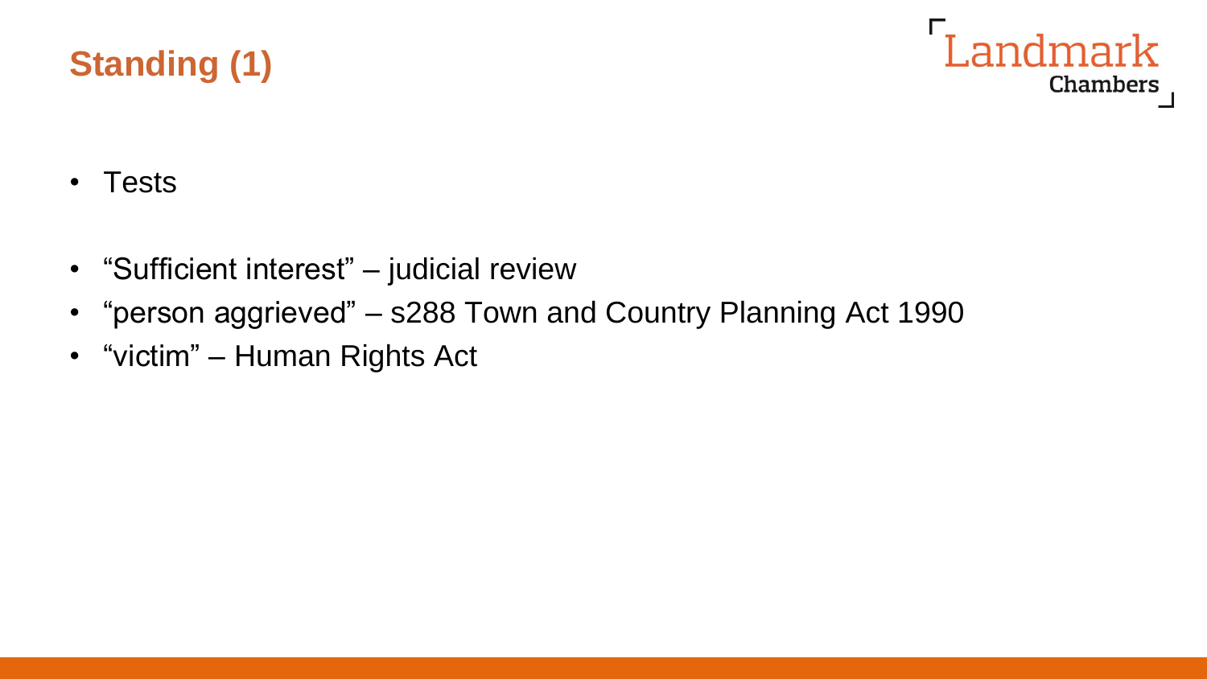# Standing (1)

- Tests

- "Sufficient interest" – judicial review
- "person aggrieved" – s288 Town and Country Planning Act 1990
- "victim" – Human Rights Act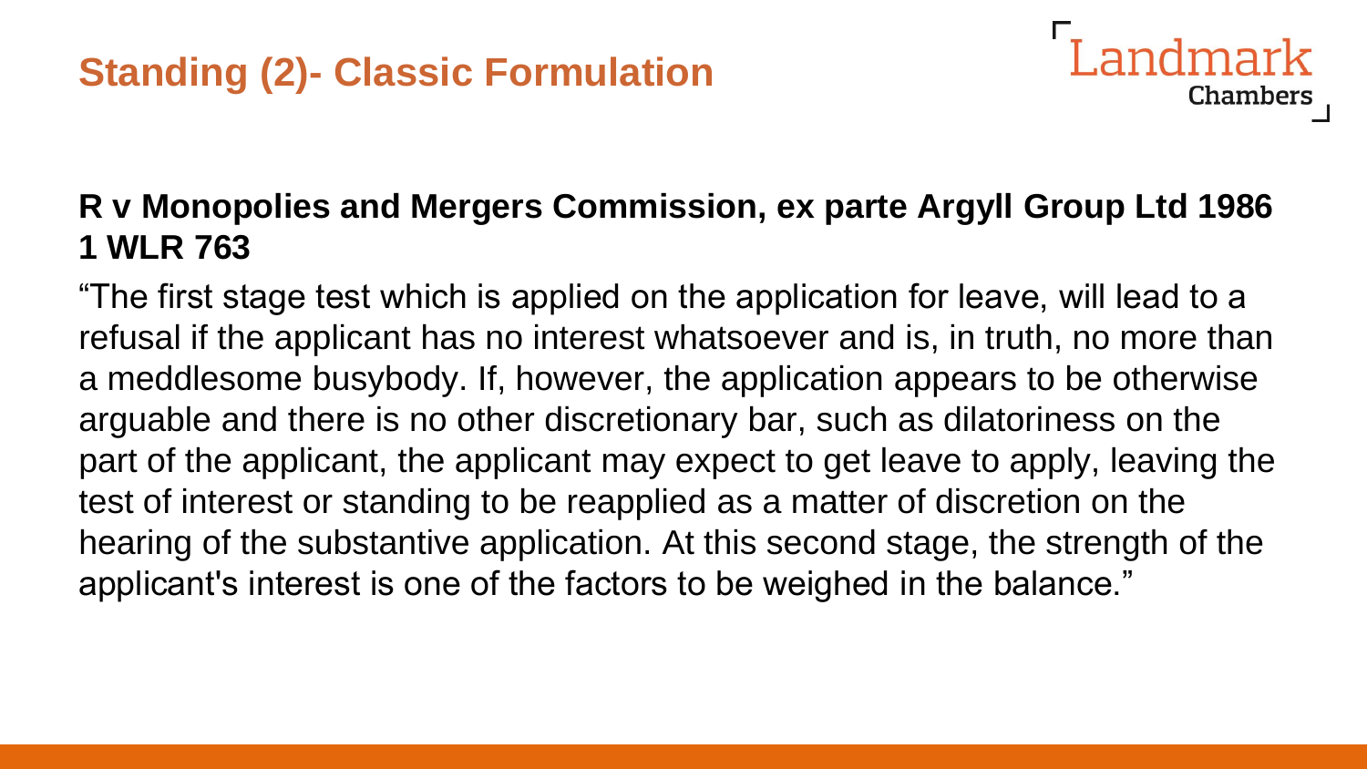# Standding (2)- Classic Formulation

**R v Monopolies and Mergers Commission, ex parte Argyll Group Ltd 1986 1 WLR 763**

"The first stage test which is applied on the application for leave, will lead to a refusal if the applicant has no interest whatsoever and is, in truth, no more than a meddlesome busybody. If, however, the application appears to be otherwise arguable and there is no other discretionary bar, such as dilatoriness on the part of the applicant, the applicant may expect to get leave to apply, leaving the test of interest or standing to be reapplied as a matter of discretion on the hearing of the substantive application. At this second stage, the strength of the applicant's interest is one of the factors to be weighed in the balance."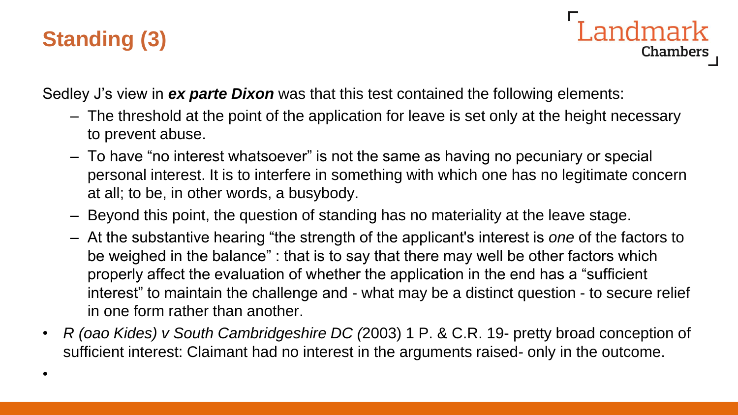# Standing (3)

Sedley J's view in ***ex parte Dixon*** was that this test contained the following elements:

- The threshold at the point of the application for leave is set only at the height necessary to prevent abuse.
- To have "no interest whatsoever" is not the same as having no pecuniary or special personal interest. It is to interfere in something with which one has no legitimate concern at all; to be, in other words, a busybody.
- Beyond this point, the question of standing has no materiality at the leave stage.
- At the substantive hearing "the strength of the applicant's interest is *one* of the factors to be weighed in the balance" : that is to say that there may well be other factors which properly affect the evaluation of whether the application in the end has a "sufficient interest" to maintain the challenge and - what may be a distinct question - to secure relief in one form rather than another.

- *R (oao Kides) v South Cambridgeshire DC (*2003) 1 P. & C.R. 19- pretty broad conception of sufficient interest: Claimant had no interest in the arguments raised- only in the outcome.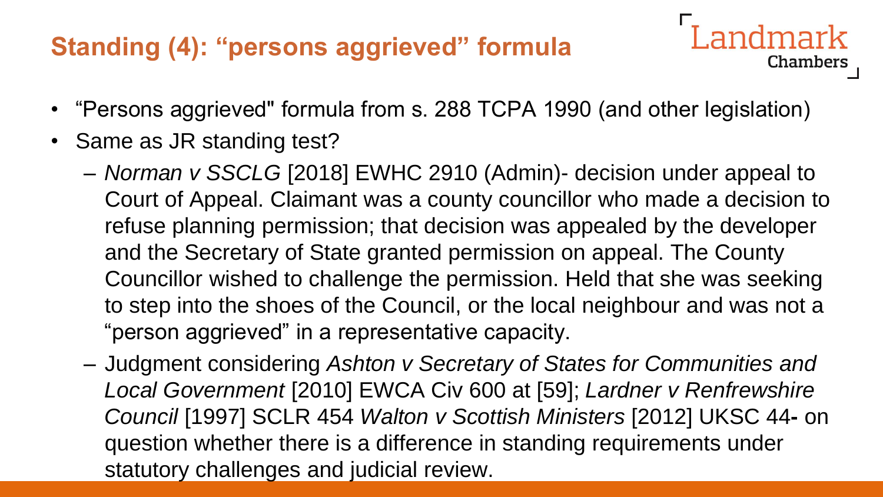## Standing (4): "persons aggrieved" formula

- "Persons aggrieved" formula from s. 288 TCPA 1990 (and other legislation)
- Same as JR standing test?
  - *Norman v SSCLG* [2018] EWHC 2910 (Admin)- decision under appeal to Court of Appeal. Claimant was a county councillor who made a decision to refuse planning permission; that decision was appealed by the developer and the Secretary of State granted permission on appeal. The County Councillor wished to challenge the permission. Held that she was seeking to step into the shoes of the Council, or the local neighbour and was not a "person aggrieved" in a representative capacity.
  - Judgment considering *Ashton v Secretary of States for Communities and Local Government* [2010] EWCA Civ 600 at [59]; *Lardner v Renfrewshire Council* [1997] SCLR 454 *Walton v Scottish Ministers* [2012] UKSC 44**-** on question whether there is a difference in standing requirements under statutory challenges and judicial review.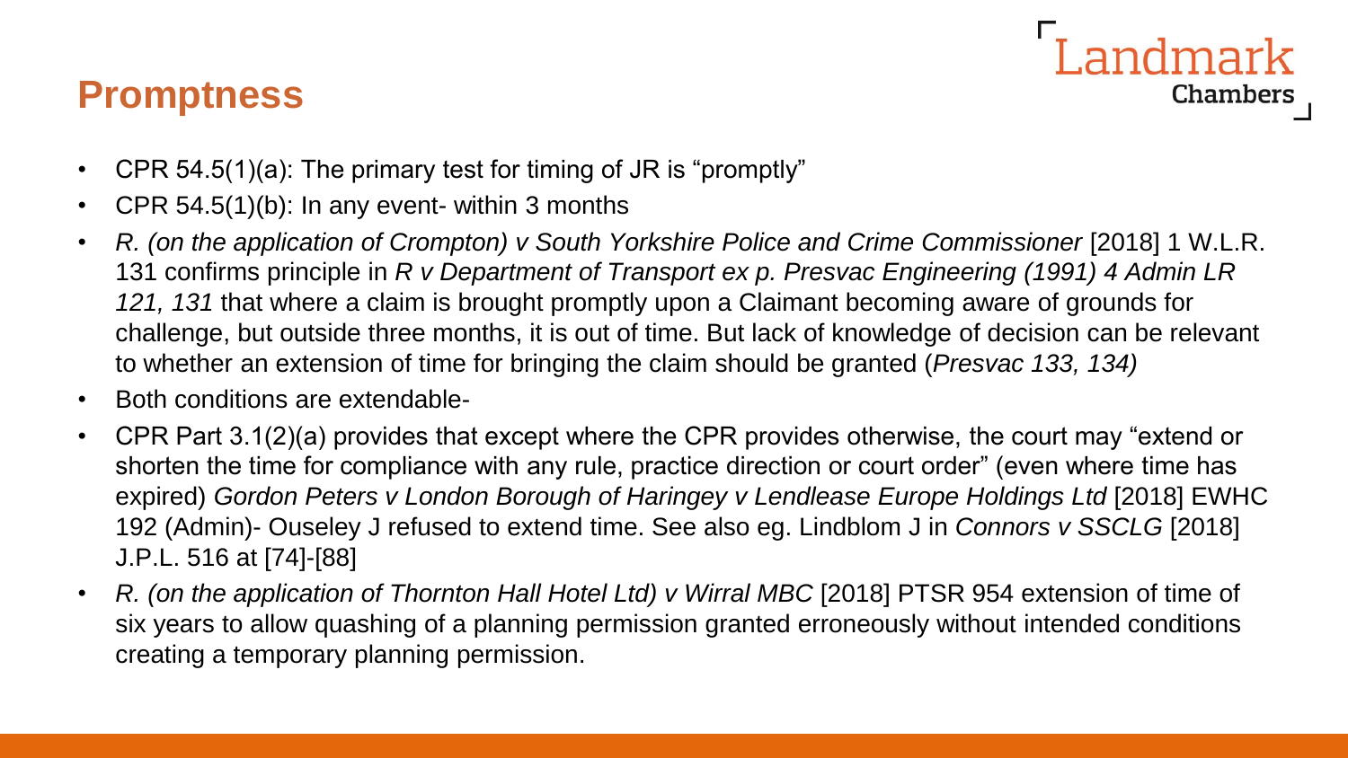# Promptness

- CPR 54.5(1)(a): The primary test for timing of JR is "promptly"
- CPR 54.5(1)(b): In any event- within 3 months
- *R. (on the application of Crompton) v South Yorkshire Police and Crime Commissioner* [2018] 1 W.L.R. 131 confirms principle in *R v Department of Transport ex p. Presvac Engineering (1991) 4 Admin LR 121, 131* that where a claim is brought promptly upon a Claimant becoming aware of grounds for challenge, but outside three months, it is out of time. But lack of knowledge of decision can be relevant to whether an extension of time for bringing the claim should be granted (*Presvac 133, 134)*
- Both conditions are extendable-
- CPR Part 3.1(2)(a) provides that except where the CPR provides otherwise, the court may "extend or shorten the time for compliance with any rule, practice direction or court order" (even where time has expired) *Gordon Peters v London Borough of Haringey v Lendlease Europe Holdings Ltd* [2018] EWHC 192 (Admin)- Ouseley J refused to extend time. See also eg. Lindblom J in *Connors v SSCLG* [2018] J.P.L. 516 at [74]-[88]
- *R. (on the application of Thornton Hall Hotel Ltd) v Wirral MBC* [2018] PTSR 954 extension of time of six years to allow quashing of a planning permission granted erroneously without intended conditions creating a temporary planning permission.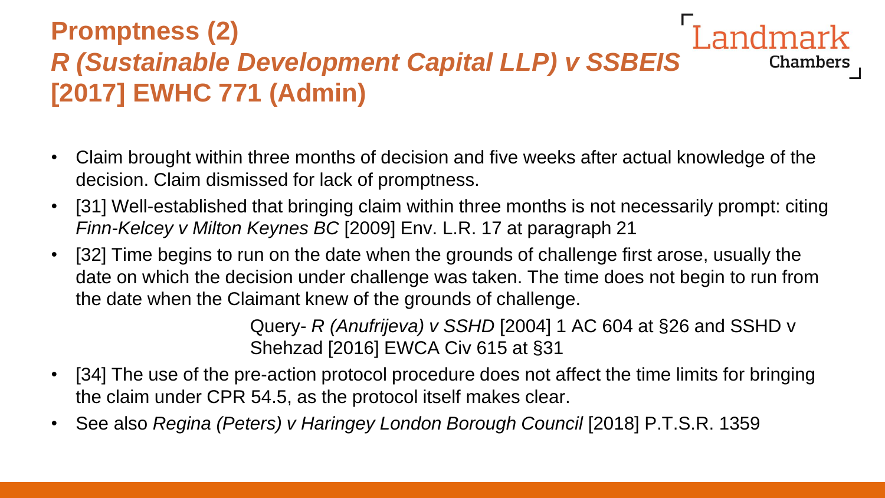# Promptness (2)
## *R (Sustainable Development Capital LLP) v SSBEIS* [2017] EWHC 771 (Admin)

- Claim brought within three months of decision and five weeks after actual knowledge of the decision. Claim dismissed for lack of promptness.
- [31] Well-established that bringing claim within three months is not necessarily prompt: citing *Finn-Kelcey v Milton Keynes BC* [2009] Env. L.R. 17 at paragraph 21
- [32] Time begins to run on the date when the grounds of challenge first arose, usually the date on which the decision under challenge was taken. The time does not begin to run from the date when the Claimant knew of the grounds of challenge.

  Query- *R (Anufrijeva) v SSHD* [2004] 1 AC 604 at §26 and SSHD v Shehzad [2016] EWCA Civ 615 at §31

- [34] The use of the pre-action protocol procedure does not affect the time limits for bringing the claim under CPR 54.5, as the protocol itself makes clear.
- See also *Regina (Peters) v Haringey London Borough Council* [2018] P.T.S.R. 1359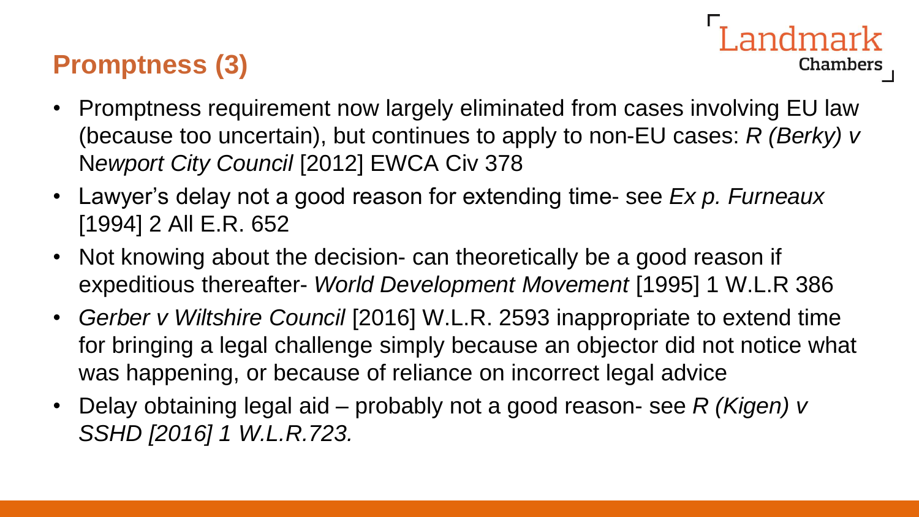## Promptness (3)

- Promptness requirement now largely eliminated from cases involving EU law (because too uncertain), but continues to apply to non-EU cases: *R (Berky) v* N*ewport City Council* [2012] EWCA Civ 378
- Lawyer's delay not a good reason for extending time- see *Ex p. Furneaux* [1994] 2 All E.R. 652
- Not knowing about the decision- can theoretically be a good reason if expeditious thereafter- *World Development Movement* [1995] 1 W.L.R 386
- *Gerber v Wiltshire Council* [2016] W.L.R. 2593 inappropriate to extend time for bringing a legal challenge simply because an objector did not notice what was happening, or because of reliance on incorrect legal advice
- Delay obtaining legal aid – probably not a good reason- see *R (Kigen) v SSHD [2016] 1 W.L.R.723.*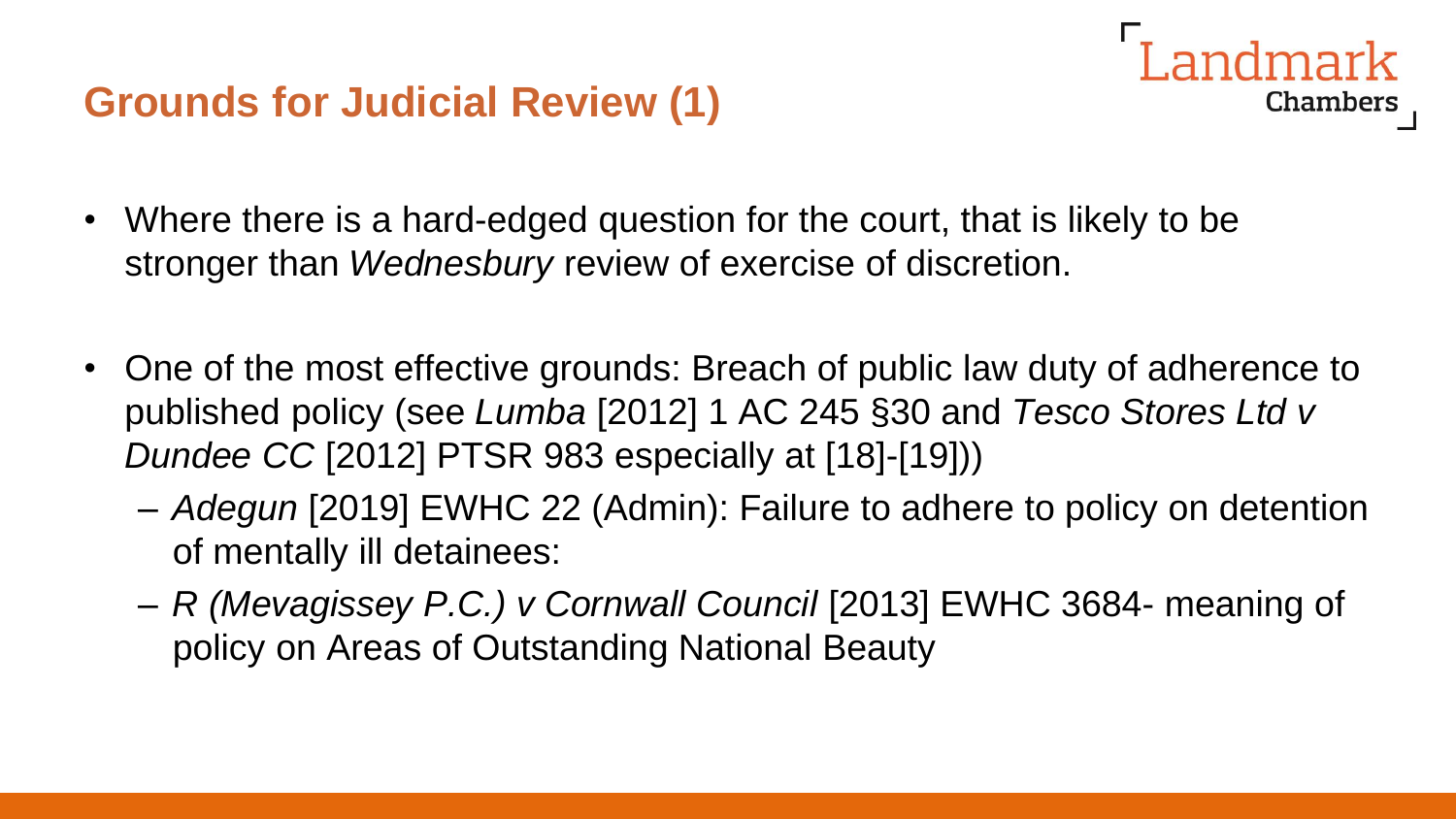## Grounds for Judicial Review (1)

- Where there is a hard-edged question for the court, that is likely to be stronger than *Wednesbury* review of exercise of discretion.
- One of the most effective grounds: Breach of public law duty of adherence to published policy (see *Lumba* [2012] 1 AC 245 §30 and *Tesco Stores Ltd v Dundee CC* [2012] PTSR 983 especially at [18]-[19]))
  - *Adegun* [2019] EWHC 22 (Admin): Failure to adhere to policy on detention of mentally ill detainees:
  - *R (Mevagissey P.C.) v Cornwall Council* [2013] EWHC 3684- meaning of policy on Areas of Outstanding National Beauty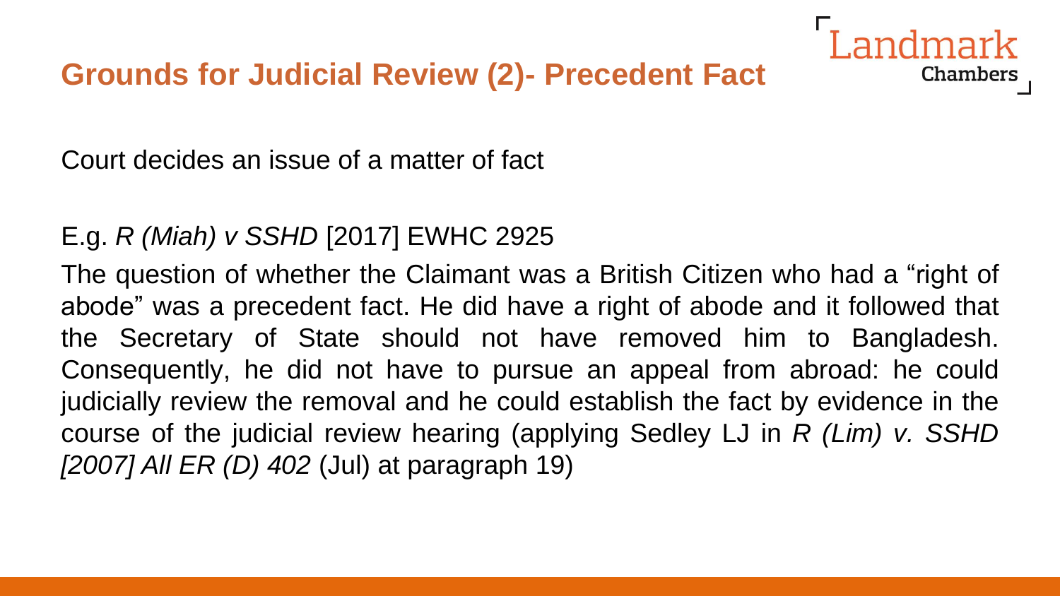## Grounds for Judicial Review (2)- Precedent Fact

Court decides an issue of a matter of fact

E.g. *R (Miah) v SSHD* [2017] EWHC 2925

The question of whether the Claimant was a British Citizen who had a "right of abode" was a precedent fact. He did have a right of abode and it followed that the Secretary of State should not have removed him to Bangladesh. Consequently, he did not have to pursue an appeal from abroad: he could judicially review the removal and he could establish the fact by evidence in the course of the judicial review hearing (applying Sedley LJ in *R (Lim) v. SSHD [2007] All ER (D) 402* (Jul) at paragraph 19)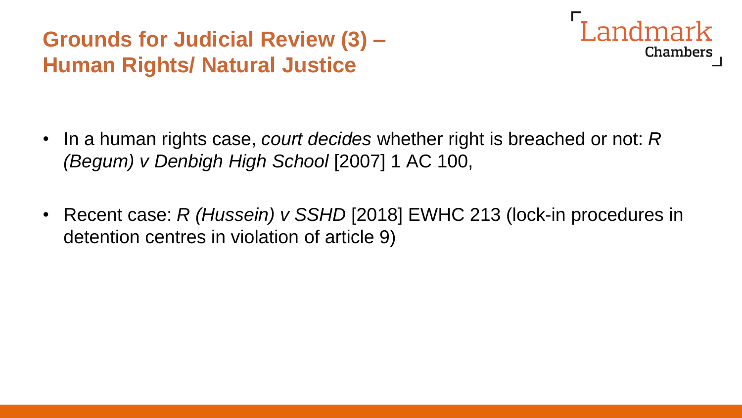# Grounds for Judicial Review (3) – Human Rights/ Natural Justice

- In a human rights case, *court decides* whether right is breached or not: *R (Begum) v Denbigh High School* [2007] 1 AC 100,

- Recent case: *R (Hussein) v SSHD* [2018] EWHC 213 (lock-in procedures in detention centres in violation of article 9)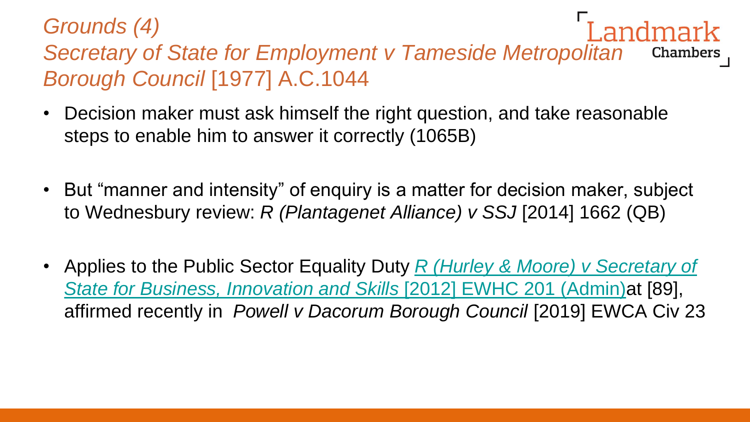## *Grounds (4)*
## *Secretary of State for Employment v Tameside Metropolitan Borough Council* [1977] A.C.1044

- Decision maker must ask himself the right question, and take reasonable steps to enable him to answer it correctly (1065B)

- But "manner and intensity" of enquiry is a matter for decision maker, subject to Wednesbury review: *R (Plantagenet Alliance) v SSJ* [2014] 1662 (QB)

- Applies to the Public Sector Equality Duty *R (Hurley & Moore) v Secretary of State for Business, Innovation and Skills* [2012] EWHC 201 (Admin) at [89], affirmed recently in *Powell v Dacorum Borough Council* [2019] EWCA Civ 23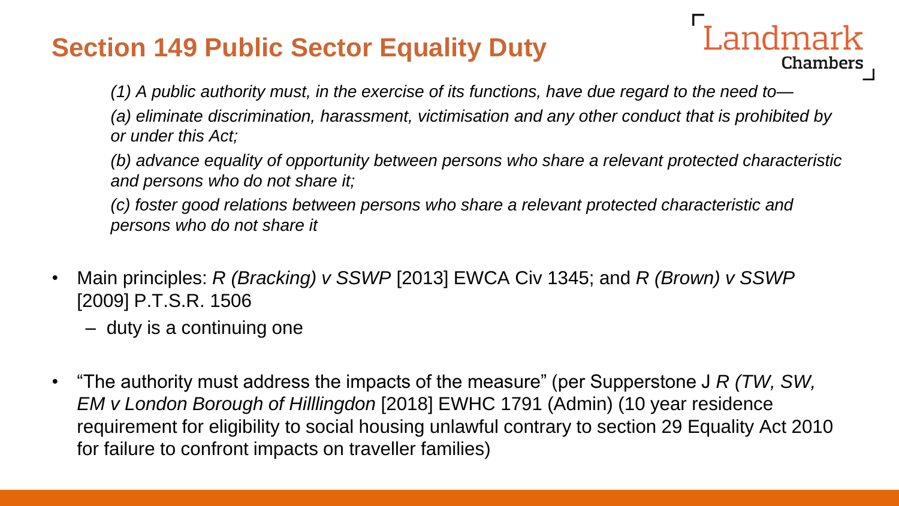# Section 149 Public Sector Equality Duty

*(1) A public authority must, in the exercise of its functions, have due regard to the need to—*

*(a) eliminate discrimination, harassment, victimisation and any other conduct that is prohibited by or under this Act;*

*(b) advance equality of opportunity between persons who share a relevant protected characteristic and persons who do not share it;*

*(c) foster good relations between persons who share a relevant protected characteristic and persons who do not share it*

- Main principles: *R (Bracking) v SSWP* [2013] EWCA Civ 1345; and *R (Brown) v SSWP* [2009] P.T.S.R. 1506
  - duty is a continuing one
- "The authority must address the impacts of the measure" (per Supperstone J *R (TW, SW, EM v London Borough of Hilllingdon* [2018] EWHC 1791 (Admin) (10 year residence requirement for eligibility to social housing unlawful contrary to section 29 Equality Act 2010 for failure to confront impacts on traveller families)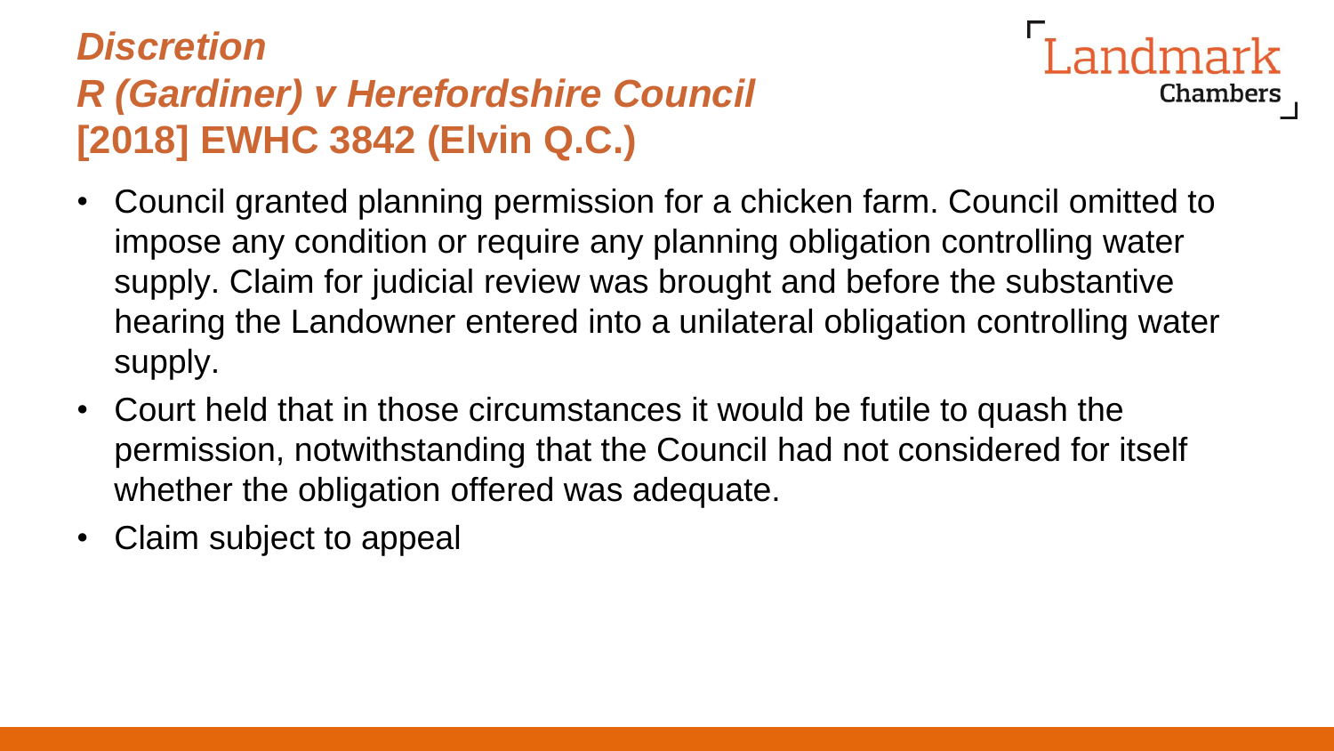## *Discretion*

## *R (Gardiner) v Herefordshire Council*

## [2018] EWHC 3842 (Elvin Q.C.)

- Council granted planning permission for a chicken farm. Council omitted to impose any condition or require any planning obligation controlling water supply. Claim for judicial review was brought and before the substantive hearing the Landowner entered into a unilateral obligation controlling water supply.
- Court held that in those circumstances it would be futile to quash the permission, notwithstanding that the Council had not considered for itself whether the obligation offered was adequate.
- Claim subject to appeal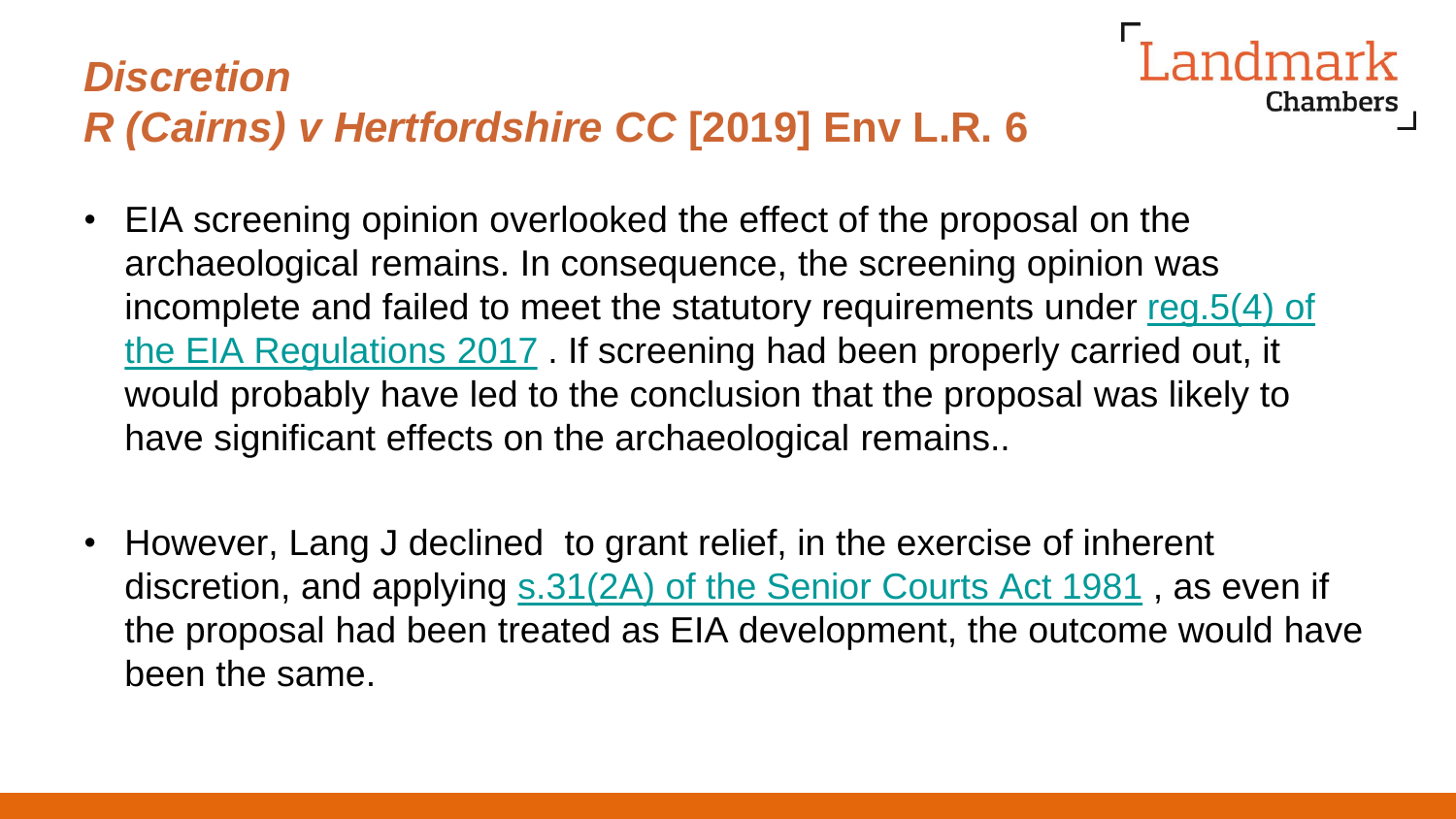## *Discretion*
## *R (Cairns) v Hertfordshire CC* [2019] Env L.R. 6

- EIA screening opinion overlooked the effect of the proposal on the archaeological remains. In consequence, the screening opinion was incomplete and failed to meet the statutory requirements under reg.5(4) of the EIA Regulations 2017 . If screening had been properly carried out, it would probably have led to the conclusion that the proposal was likely to have significant effects on the archaeological remains..

- However, Lang J declined to grant relief, in the exercise of inherent discretion, and applying s.31(2A) of the Senior Courts Act 1981 , as even if the proposal had been treated as EIA development, the outcome would have been the same.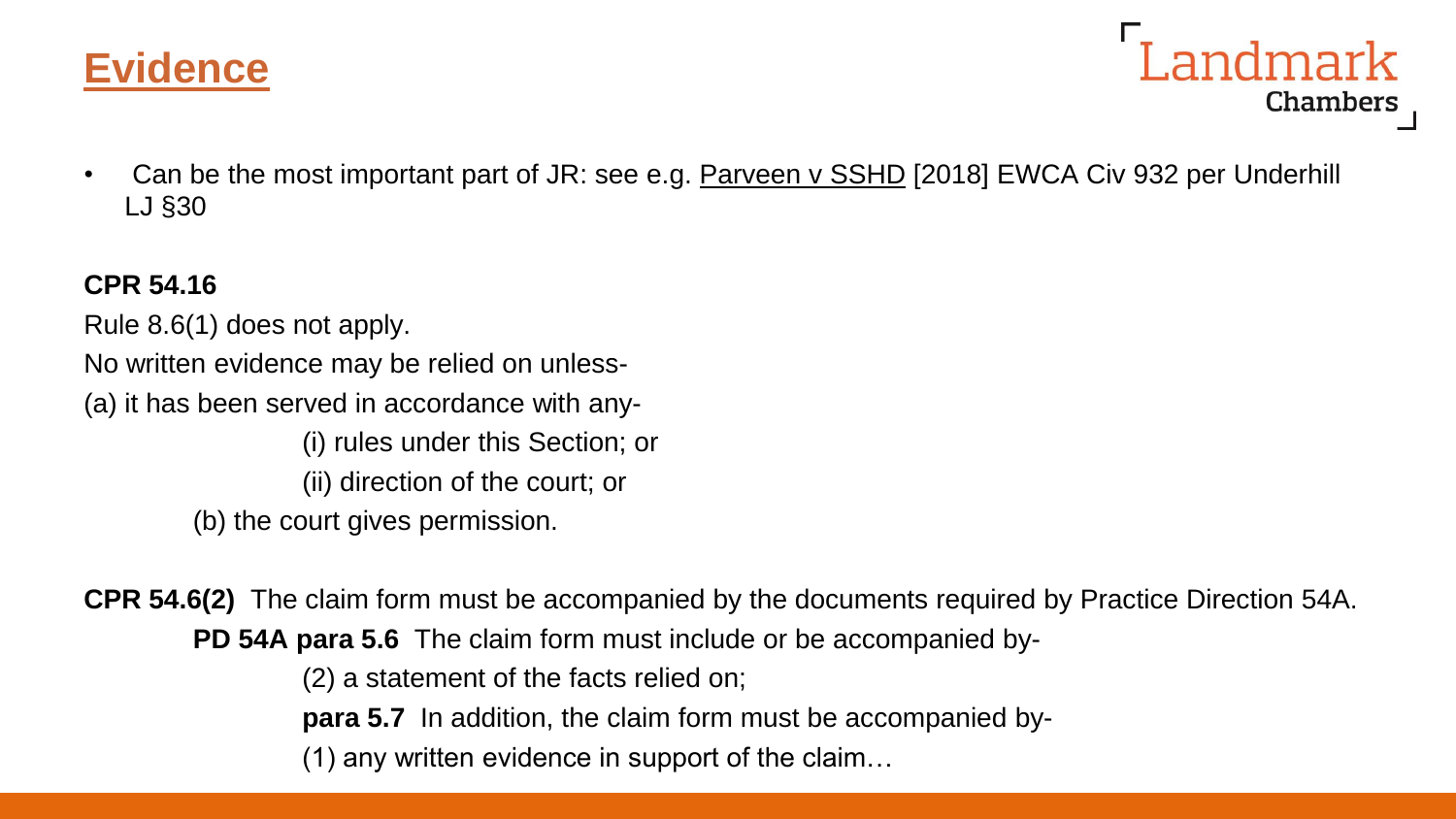# Evidence

- Can be the most important part of JR: see e.g. Parveen v SSHD [2018] EWCA Civ 932 per Underhill LJ §30

**CPR 54.16**

Rule 8.6(1) does not apply.

No written evidence may be relied on unless-

(a) it has been served in accordance with any-

(i) rules under this Section; or

(ii) direction of the court; or

(b) the court gives permission.

**CPR 54.6(2)** The claim form must be accompanied by the documents required by Practice Direction 54A.

**PD 54A para 5.6** The claim form must include or be accompanied by-

(2) a statement of the facts relied on;

**para 5.7** In addition, the claim form must be accompanied by-

(1) any written evidence in support of the claim…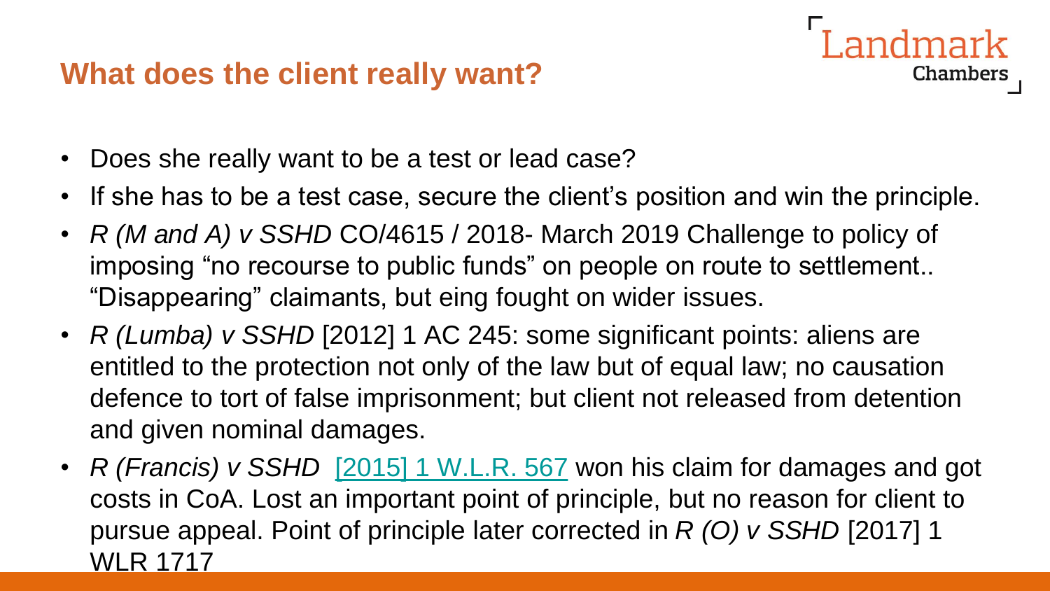## What does the client really want?

- Does she really want to be a test or lead case?
- If she has to be a test case, secure the client's position and win the principle.
- *R (M and A) v SSHD* CO/4615 / 2018- March 2019 Challenge to policy of imposing "no recourse to public funds" on people on route to settlement.. "Disappearing" claimants, but eing fought on wider issues.
- *R (Lumba) v SSHD* [2012] 1 AC 245: some significant points: aliens are entitled to the protection not only of the law but of equal law; no causation defence to tort of false imprisonment; but client not released from detention and given nominal damages.
- *R (Francis) v SSHD* [2015] 1 W.L.R. 567 won his claim for damages and got costs in CoA. Lost an important point of principle, but no reason for client to pursue appeal. Point of principle later corrected in *R (O) v SSHD* [2017] 1 WLR 1717